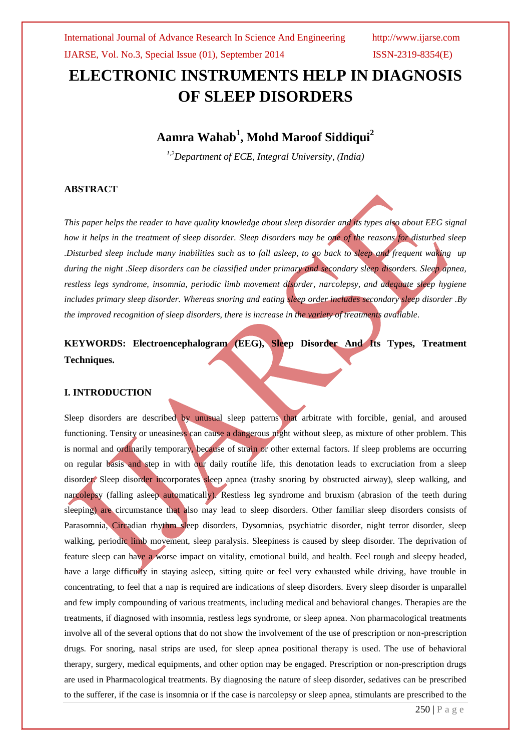# ELECTRONIC INSTRUMENTS HELP IN DIAGNOSIS OF SLEEP DISORDERS

## Aamra Wahab[1], Mohd Maroof Siddiqui[2]

*[1,2]Department of ECE, Integral University, (India)*

### ABSTRACT

*This paper helps the reader to have quality knowledge about sleep disorder and its types also about EEG signal how it helps in the treatment of sleep disorder. Sleep disorders may be one of the reasons for disturbed sleep .Disturbed sleep include many inabilities such as to fall asleep, to go back to sleep and frequent waking up during the night .Sleep disorders can be classified under primary and secondary sleep disorders. Sleep apnea, restless legs syndrome, insomnia, periodic limb movement disorder, narcolepsy, and adequate sleep hygiene includes primary sleep disorder. Whereas snoring and eating sleep order includes secondary sleep disorder .By the improved recognition of sleep disorders, there is increase in the variety of treatments available.*

**KEYWORDS: Electroencephalogram (EEG), Sleep Disorder And Its Types, Treatment Techniques.**

### I. INTRODUCTION

Sleep disorders are described by unusual sleep patterns that arbitrate with forcible, genial, and aroused functioning. Tensity or uneasiness can cause a dangerous night without sleep, as mixture of other problem. This is normal and ordinarily temporary, because of strain or other external factors. If sleep problems are occurring on regular basis and step in with our daily routine life, this denotation leads to excruciation from a sleep disorder. Sleep disorder incorporates sleep apnea (trashy snoring by obstructed airway), sleep walking, and narcolepsy (falling asleep automatically). Restless leg syndrome and bruxism (abrasion of the teeth during sleeping) are circumstance that also may lead to sleep disorders. Other familiar sleep disorders consists of Parasomnia, Circadian rhythm sleep disorders, Dysomnias, psychiatric disorder, night terror disorder, sleep walking, periodic limb movement, sleep paralysis. Sleepiness is caused by sleep disorder. The deprivation of feature sleep can have a worse impact on vitality, emotional build, and health. Feel rough and sleepy headed, have a large difficulty in staying asleep, sitting quite or feel very exhausted while driving, have trouble in concentrating, to feel that a nap is required are indications of sleep disorders. Every sleep disorder is unparallel and few imply compounding of various treatments, including medical and behavioral changes. Therapies are the treatments, if diagnosed with insomnia, restless legs syndrome, or sleep apnea. Non pharmacological treatments involve all of the several options that do not show the involvement of the use of prescription or non-prescription drugs. For snoring, nasal strips are used, for sleep apnea positional therapy is used. The use of behavioral therapy, surgery, medical equipments, and other option may be engaged. Prescription or non-prescription drugs are used in Pharmacological treatments. By diagnosing the nature of sleep disorder, sedatives can be prescribed to the sufferer, if the case is insomnia or if the case is narcolepsy or sleep apnea, stimulants are prescribed to the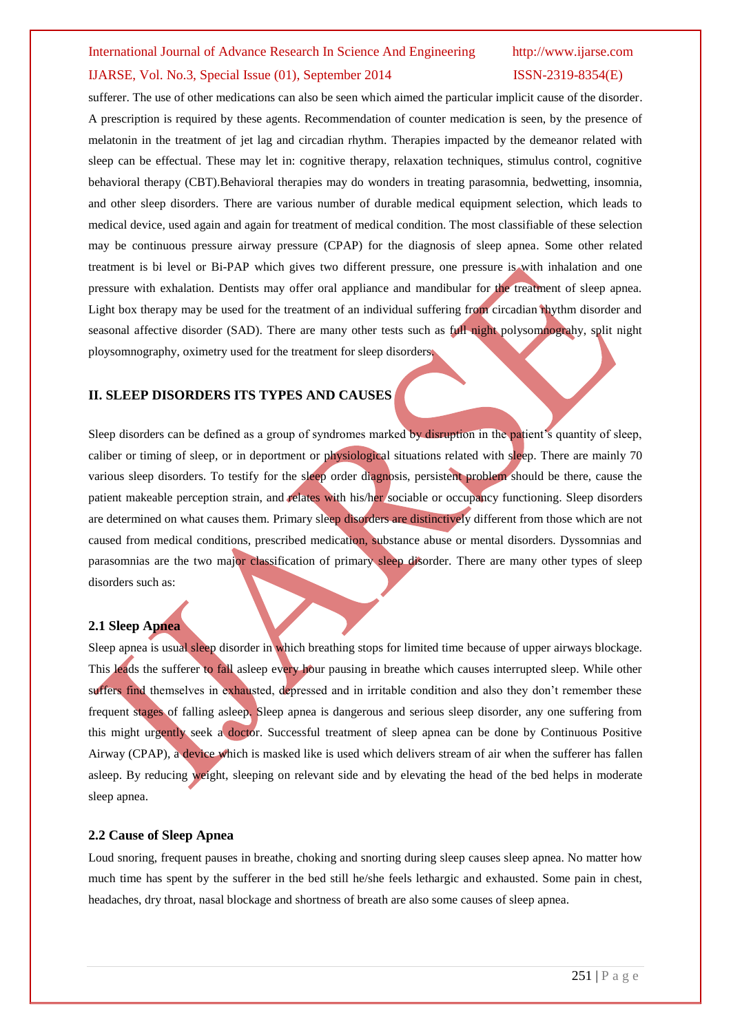sufferer. The use of other medications can also be seen which aimed the particular implicit cause of the disorder. A prescription is required by these agents. Recommendation of counter medication is seen, by the presence of melatonin in the treatment of jet lag and circadian rhythm. Therapies impacted by the demeanor related with sleep can be effectual. These may let in: cognitive therapy, relaxation techniques, stimulus control, cognitive behavioral therapy (CBT).Behavioral therapies may do wonders in treating parasomnia, bedwetting, insomnia, and other sleep disorders. There are various number of durable medical equipment selection, which leads to medical device, used again and again for treatment of medical condition. The most classifiable of these selection may be continuous pressure airway pressure (CPAP) for the diagnosis of sleep apnea. Some other related treatment is bi level or Bi-PAP which gives two different pressure, one pressure is with inhalation and one pressure with exhalation. Dentists may offer oral appliance and mandibular for the treatment of sleep apnea. Light box therapy may be used for the treatment of an individual suffering from circadian rhythm disorder and seasonal affective disorder (SAD). There are many other tests such as full night polysomnograhy, split night ploysomnography, oximetry used for the treatment for sleep disorders.

## II. SLEEP DISORDERS ITS TYPES AND CAUSES

Sleep disorders can be defined as a group of syndromes marked by disruption in the patient's quantity of sleep, caliber or timing of sleep, or in deportment or physiological situations related with sleep. There are mainly 70 various sleep disorders. To testify for the sleep order diagnosis, persistent problem should be there, cause the patient makeable perception strain, and relates with his/her sociable or occupancy functioning. Sleep disorders are determined on what causes them. Primary sleep disorders are distinctively different from those which are not caused from medical conditions, prescribed medication, substance abuse or mental disorders. Dyssomnias and parasomnias are the two major classification of primary sleep disorder. There are many other types of sleep disorders such as:

### 2.1 Sleep Apnea

Sleep apnea is usual sleep disorder in which breathing stops for limited time because of upper airways blockage. This leads the sufferer to fall asleep every hour pausing in breathe which causes interrupted sleep. While other suffers find themselves in exhausted, depressed and in irritable condition and also they don't remember these frequent stages of falling asleep. Sleep apnea is dangerous and serious sleep disorder, any one suffering from this might urgently seek a doctor. Successful treatment of sleep apnea can be done by Continuous Positive Airway (CPAP), a device which is masked like is used which delivers stream of air when the sufferer has fallen asleep. By reducing weight, sleeping on relevant side and by elevating the head of the bed helps in moderate sleep apnea.

### 2.2 Cause of Sleep Apnea

Loud snoring, frequent pauses in breathe, choking and snorting during sleep causes sleep apnea. No matter how much time has spent by the sufferer in the bed still he/she feels lethargic and exhausted. Some pain in chest, headaches, dry throat, nasal blockage and shortness of breath are also some causes of sleep apnea.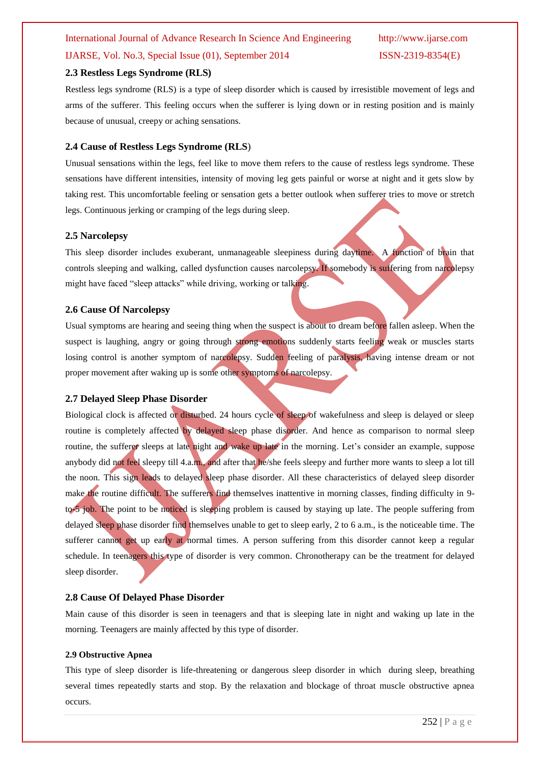### 2.3 Restless Legs Syndrome (RLS)

Restless legs syndrome (RLS) is a type of sleep disorder which is caused by irresistible movement of legs and arms of the sufferer. This feeling occurs when the sufferer is lying down or in resting position and is mainly because of unusual, creepy or aching sensations.

### 2.4 Cause of Restless Legs Syndrome (RLS)

Unusual sensations within the legs, feel like to move them refers to the cause of restless legs syndrome. These sensations have different intensities, intensity of moving leg gets painful or worse at night and it gets slow by taking rest. This uncomfortable feeling or sensation gets a better outlook when sufferer tries to move or stretch legs. Continuous jerking or cramping of the legs during sleep.

### 2.5 Narcolepsy

This sleep disorder includes exuberant, unmanageable sleepiness during daytime. A function of brain that controls sleeping and walking, called dysfunction causes narcolepsy. If somebody is suffering from narcolepsy might have faced "sleep attacks" while driving, working or talking.

### 2.6 Cause Of Narcolepsy

Usual symptoms are hearing and seeing thing when the suspect is about to dream before fallen asleep. When the suspect is laughing, angry or going through strong emotions suddenly starts feeling weak or muscles starts losing control is another symptom of narcolepsy. Sudden feeling of paralysis, having intense dream or not proper movement after waking up is some other symptoms of narcolepsy.

### 2.7 Delayed Sleep Phase Disorder

Biological clock is affected or disturbed. 24 hours cycle of sleep of wakefulness and sleep is delayed or sleep routine is completely affected by delayed sleep phase disorder. And hence as comparison to normal sleep routine, the sufferer sleeps at late night and wake up late in the morning. Let's consider an example, suppose anybody did not feel sleepy till 4.a.m., and after that he/she feels sleepy and further more wants to sleep a lot till the noon. This sign leads to delayed sleep phase disorder. All these characteristics of delayed sleep disorder make the routine difficult. The sufferers find themselves inattentive in morning classes, finding difficulty in 9-to-5 job. The point to be noticed is sleeping problem is caused by staying up late. The people suffering from delayed sleep phase disorder find themselves unable to get to sleep early, 2 to 6 a.m., is the noticeable time. The sufferer cannot get up early at normal times. A person suffering from this disorder cannot keep a regular schedule. In teenagers this type of disorder is very common. Chronotherapy can be the treatment for delayed sleep disorder.

### 2.8 Cause Of Delayed Phase Disorder

Main cause of this disorder is seen in teenagers and that is sleeping late in night and waking up late in the morning. Teenagers are mainly affected by this type of disorder.

### 2.9 Obstructive Apnea

This type of sleep disorder is life-threatening or dangerous sleep disorder in which during sleep, breathing several times repeatedly starts and stop. By the relaxation and blockage of throat muscle obstructive apnea occurs.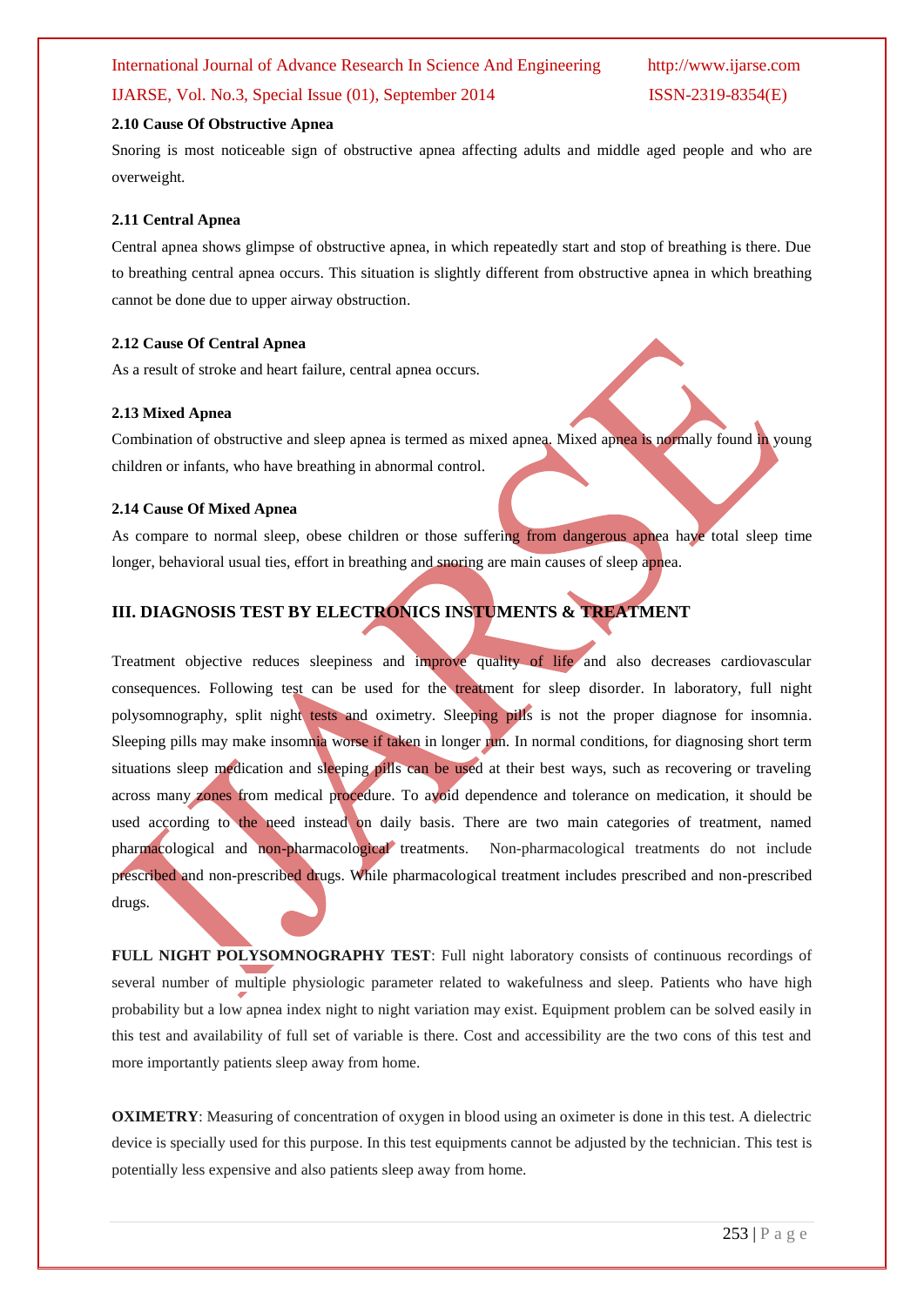**2.10 Cause Of Obstructive Apnea**

Snoring is most noticeable sign of obstructive apnea affecting adults and middle aged people and who are overweight.

**2.11 Central Apnea**

Central apnea shows glimpse of obstructive apnea, in which repeatedly start and stop of breathing is there. Due to breathing central apnea occurs. This situation is slightly different from obstructive apnea in which breathing cannot be done due to upper airway obstruction.

**2.12 Cause Of Central Apnea**

As a result of stroke and heart failure, central apnea occurs.

**2.13 Mixed Apnea**

Combination of obstructive and sleep apnea is termed as mixed apnea. Mixed apnea is normally found in young children or infants, who have breathing in abnormal control.

**2.14 Cause Of Mixed Apnea**

As compare to normal sleep, obese children or those suffering from dangerous apnea have total sleep time longer, behavioral usual ties, effort in breathing and snoring are main causes of sleep apnea.

## III. DIAGNOSIS TEST BY ELECTRONICS INSTUMENTS & TREATMENT

Treatment objective reduces sleepiness and improve quality of life and also decreases cardiovascular consequences. Following test can be used for the treatment for sleep disorder. In laboratory, full night polysomnography, split night tests and oximetry. Sleeping pills is not the proper diagnose for insomnia. Sleeping pills may make insomnia worse if taken in longer run. In normal conditions, for diagnosing short term situations sleep medication and sleeping pills can be used at their best ways, such as recovering or traveling across many zones from medical procedure. To avoid dependence and tolerance on medication, it should be used according to the need instead on daily basis. There are two main categories of treatment, named pharmacological and non-pharmacological treatments. Non-pharmacological treatments do not include prescribed and non-prescribed drugs. While pharmacological treatment includes prescribed and non-prescribed drugs.

**FULL NIGHT POLYSOMNOGRAPHY TEST**: Full night laboratory consists of continuous recordings of several number of multiple physiologic parameter related to wakefulness and sleep. Patients who have high probability but a low apnea index night to night variation may exist. Equipment problem can be solved easily in this test and availability of full set of variable is there. Cost and accessibility are the two cons of this test and more importantly patients sleep away from home.

**OXIMETRY**: Measuring of concentration of oxygen in blood using an oximeter is done in this test. A dielectric device is specially used for this purpose. In this test equipments cannot be adjusted by the technician. This test is potentially less expensive and also patients sleep away from home.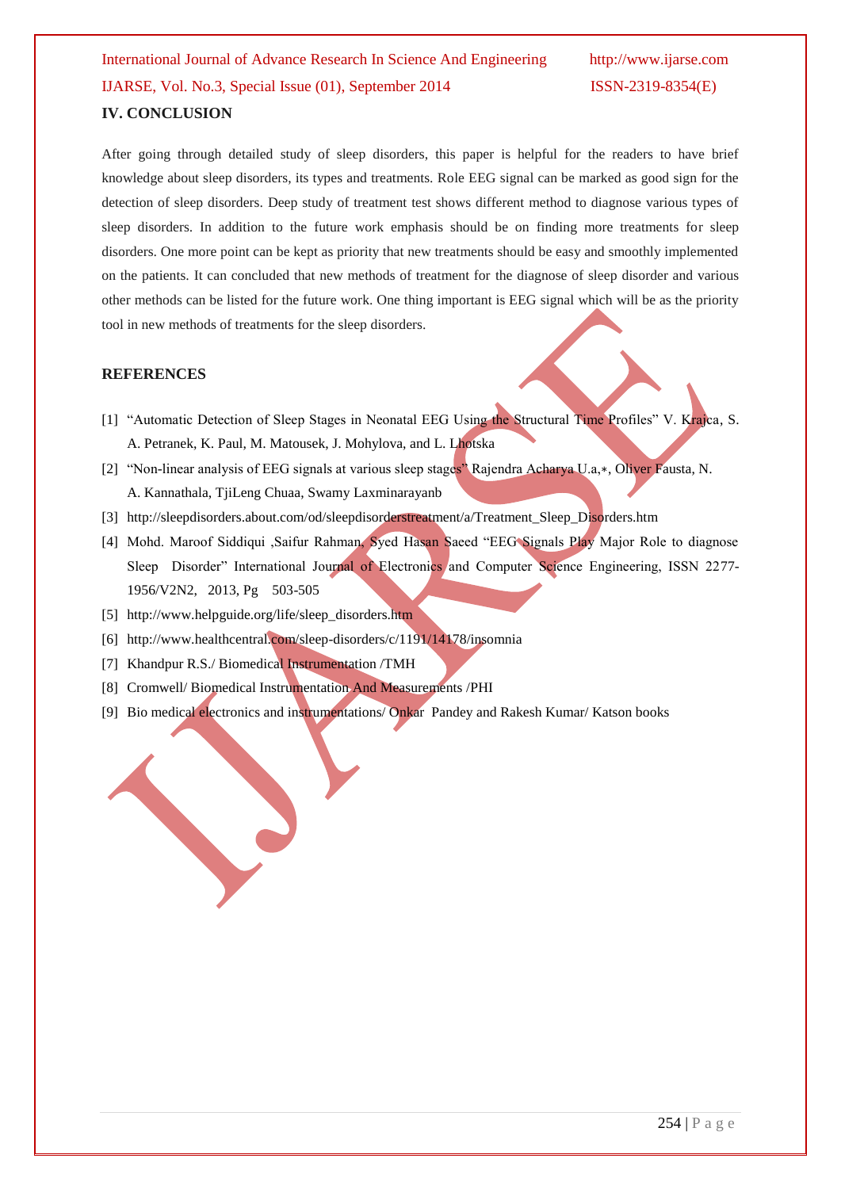## IV. CONCLUSION

After going through detailed study of sleep disorders, this paper is helpful for the readers to have brief knowledge about sleep disorders, its types and treatments. Role EEG signal can be marked as good sign for the detection of sleep disorders. Deep study of treatment test shows different method to diagnose various types of sleep disorders. In addition to the future work emphasis should be on finding more treatments for sleep disorders. One more point can be kept as priority that new treatments should be easy and smoothly implemented on the patients. It can concluded that new methods of treatment for the diagnose of sleep disorder and various other methods can be listed for the future work. One thing important is EEG signal which will be as the priority tool in new methods of treatments for the sleep disorders.

## REFERENCES

[1] "Automatic Detection of Sleep Stages in Neonatal EEG Using the Structural Time Profiles" V. Krajca, S. A. Petranek, K. Paul, M. Matousek, J. Mohylova, and L. Lhotska

[2] "Non-linear analysis of EEG signals at various sleep stages" Rajendra Acharya U.a,∗, Oliver Fausta, N. A. Kannathala, TjiLeng Chuaa, Swamy Laxminarayanb

[3] http://sleepdisorders.about.com/od/sleepdisorderstreatment/a/Treatment_Sleep_Disorders.htm

[4] Mohd. Maroof Siddiqui ,Saifur Rahman, Syed Hasan Saeed "EEG Signals Play Major Role to diagnose Sleep Disorder" International Journal of Electronics and Computer Science Engineering, ISSN 2277-1956/V2N2, 2013, Pg 503-505

[5] http://www.helpguide.org/life/sleep_disorders.htm

[6] http://www.healthcentral.com/sleep-disorders/c/1191/14178/insomnia

[7] Khandpur R.S./ Biomedical Instrumentation /TMH

[8] Cromwell/ Biomedical Instrumentation And Measurements /PHI

[9] Bio medical electronics and instrumentations/ Onkar Pandey and Rakesh Kumar/ Katson books